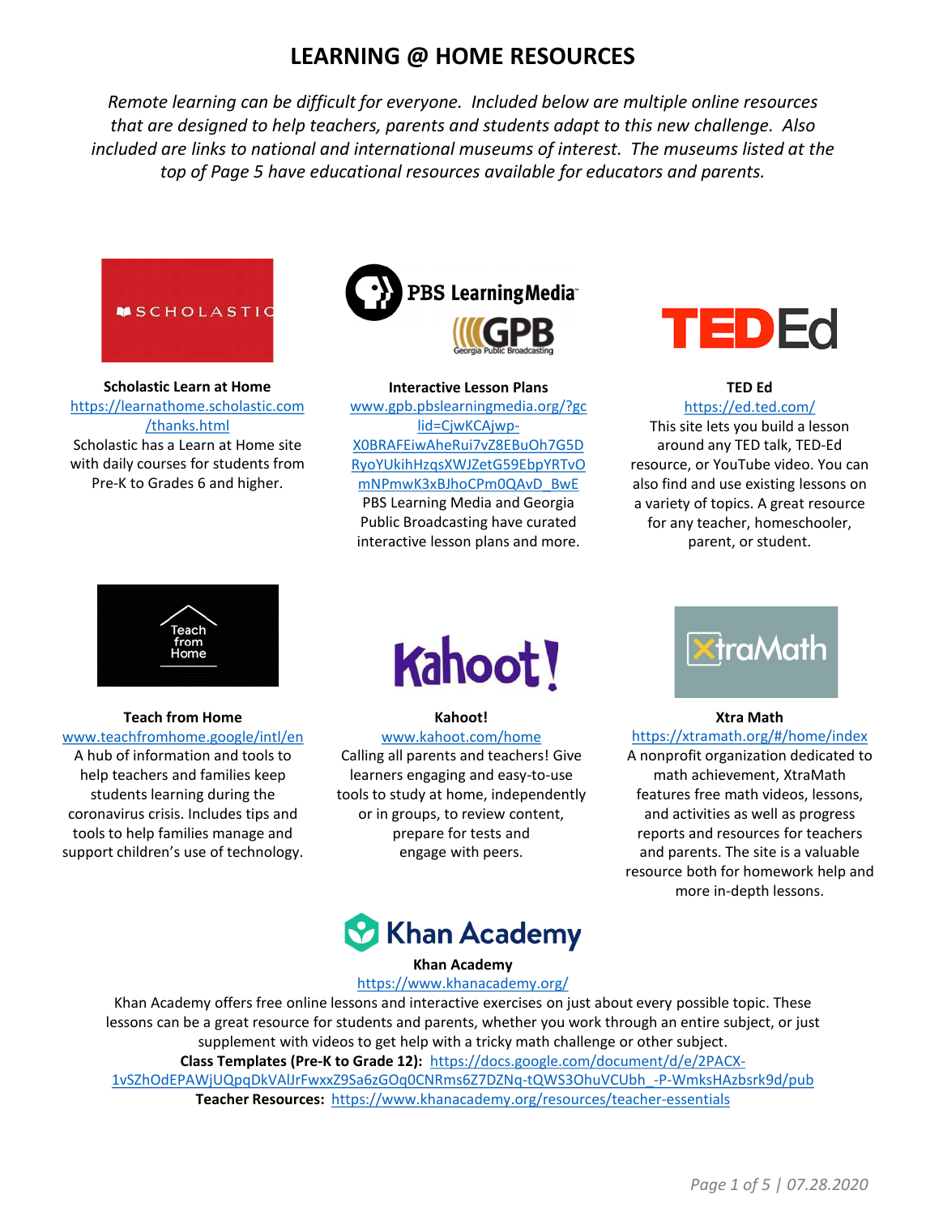# LEARNING @ HOME RESOURCES

*Remote learning can be difficult for everyone. Included below are multiple online resources that are designed to help teachers, parents and students adapt to this new challenge. Also included are links to national and international museums of interest. The museums listed at the top of Page 5 have educational resources available for educators and parents.*

**Scholastic Learn at Home**
https://learnathome.scholastic.com/thanks.html
Scholastic has a Learn at Home site with daily courses for students from Pre-K to Grades 6 and higher.

**Interactive Lesson Plans**
www.gpb.pbslearningmedia.org/?gclid=CjwKCAjwp-X0BRAFEiwAheRui7vZ8EBuOh7G5DRyoYUkihHzqsXWJZetG59EbpYRTvOmNPmwK3xBJhoCPm0QAvD_BwE
PBS Learning Media and Georgia Public Broadcasting have curated interactive lesson plans and more.

**TED Ed**
https://ed.ted.com/
This site lets you build a lesson around any TED talk, TED-Ed resource, or YouTube video. You can also find and use existing lessons on a variety of topics. A great resource for any teacher, homeschooler, parent, or student.

**Teach from Home**
www.teachfromhome.google/intl/en
A hub of information and tools to help teachers and families keep students learning during the coronavirus crisis. Includes tips and tools to help families manage and support children's use of technology.

**Kahoot!**
www.kahoot.com/home
Calling all parents and teachers! Give learners engaging and easy-to-use tools to study at home, independently or in groups, to review content, prepare for tests and engage with peers.

**Xtra Math**
https://xtramath.org/#/home/index
A nonprofit organization dedicated to math achievement, XtraMath features free math videos, lessons, and activities as well as progress reports and resources for teachers and parents. The site is a valuable resource both for homework help and more in-depth lessons.

**Khan Academy**
https://www.khanacademy.org/
Khan Academy offers free online lessons and interactive exercises on just about every possible topic. These lessons can be a great resource for students and parents, whether you work through an entire subject, or just supplement with videos to get help with a tricky math challenge or other subject.
**Class Templates (Pre-K to Grade 12):** https://docs.google.com/document/d/e/2PACX-1vSZhOdEPAWjUQpqDkVAlJrFwxxZ9Sa6zGOq0CNRms6Z7DZNq-tQWS3OhuVCUbh_-P-WmksHAzbsrk9d/pub
**Teacher Resources:** https://www.khanacademy.org/resources/teacher-essentials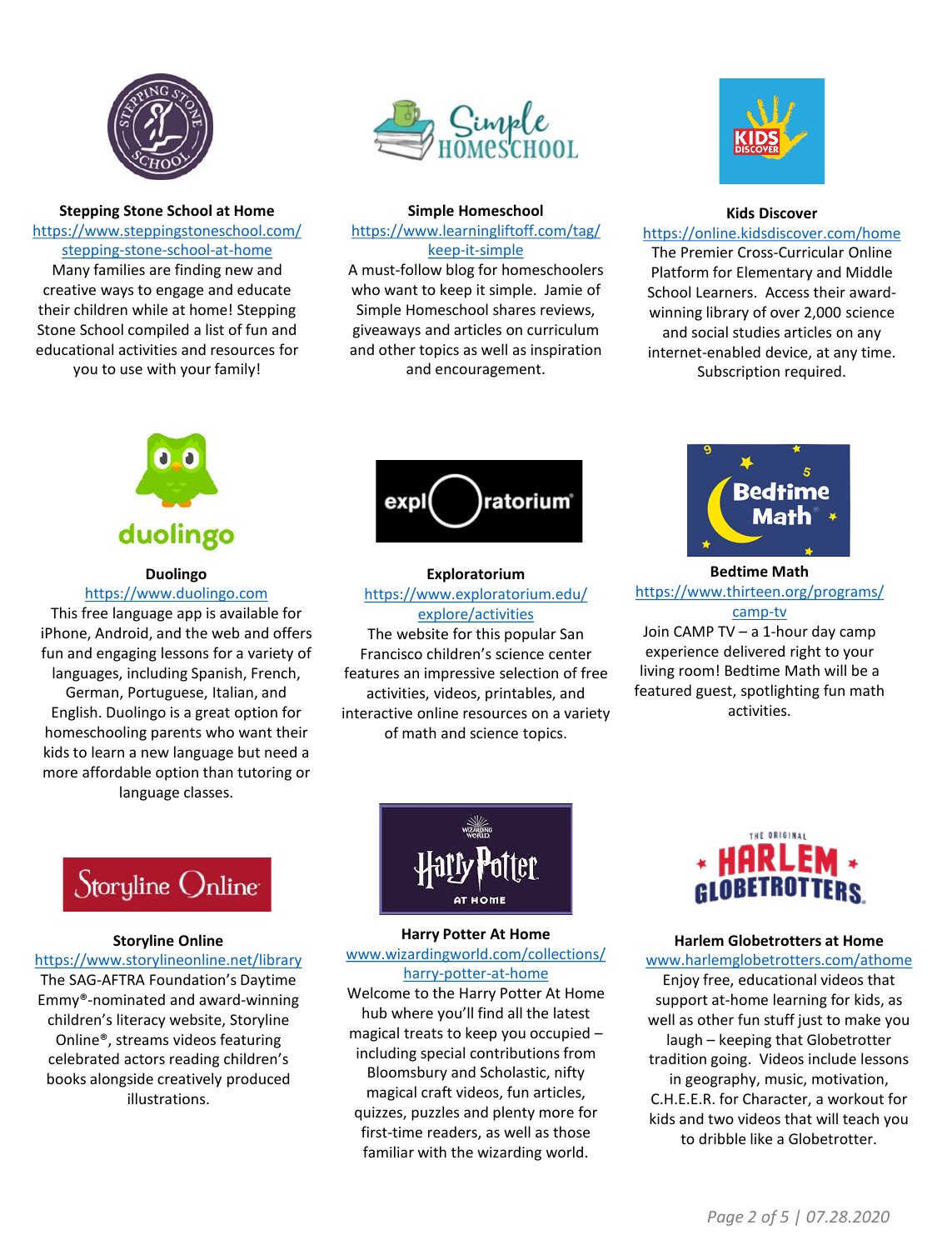**Stepping Stone School at Home**
https://www.steppingstoneschool.com/stepping-stone-school-at-home
Many families are finding new and creative ways to engage and educate their children while at home! Stepping Stone School compiled a list of fun and educational activities and resources for you to use with your family!

**Simple Homeschool**
https://www.learningliftoff.com/tag/keep-it-simple
A must-follow blog for homeschoolers who want to keep it simple. Jamie of Simple Homeschool shares reviews, giveaways and articles on curriculum and other topics as well as inspiration and encouragement.

**Kids Discover**
https://online.kidsdiscover.com/home
The Premier Cross-Curricular Online Platform for Elementary and Middle School Learners. Access their award-winning library of over 2,000 science and social studies articles on any internet-enabled device, at any time. Subscription required.

**Duolingo**
https://www.duolingo.com
This free language app is available for iPhone, Android, and the web and offers fun and engaging lessons for a variety of languages, including Spanish, French, German, Portuguese, Italian, and English. Duolingo is a great option for homeschooling parents who want their kids to learn a new language but need a more affordable option than tutoring or language classes.

**Exploratorium**
https://www.exploratorium.edu/explore/activities
The website for this popular San Francisco children's science center features an impressive selection of free activities, videos, printables, and interactive online resources on a variety of math and science topics.

**Bedtime Math**
https://www.thirteen.org/programs/camp-tv
Join CAMP TV – a 1-hour day camp experience delivered right to your living room! Bedtime Math will be a featured guest, spotlighting fun math activities.

**Storyline Online**
https://www.storylineonline.net/library
The SAG-AFTRA Foundation's Daytime Emmy®-nominated and award-winning children's literacy website, Storyline Online®, streams videos featuring celebrated actors reading children's books alongside creatively produced illustrations.

**Harry Potter At Home**
www.wizardingworld.com/collections/harry-potter-at-home
Welcome to the Harry Potter At Home hub where you'll find all the latest magical treats to keep you occupied – including special contributions from Bloomsbury and Scholastic, nifty magical craft videos, fun articles, quizzes, puzzles and plenty more for first-time readers, as well as those familiar with the wizarding world.

**Harlem Globetrotters at Home**
www.harlemglobetrotters.com/athome
Enjoy free, educational videos that support at-home learning for kids, as well as other fun stuff just to make you laugh – keeping that Globetrotter tradition going. Videos include lessons in geography, music, motivation, C.H.E.E.R. for Character, a workout for kids and two videos that will teach you to dribble like a Globetrotter.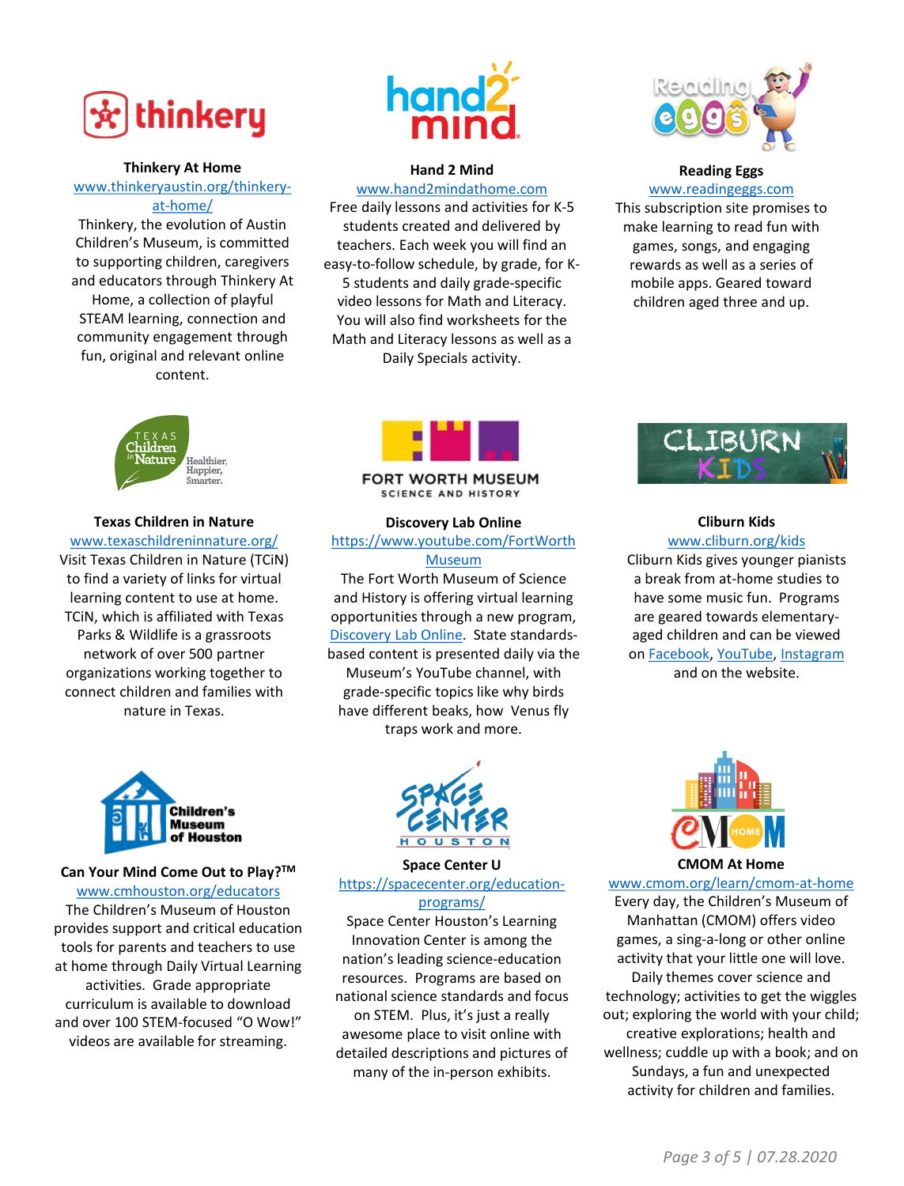### Thinkery At Home

www.thinkeryaustin.org/thinkery-at-home/

Thinkery, the evolution of Austin Children's Museum, is committed to supporting children, caregivers and educators through Thinkery At Home, a collection of playful STEAM learning, connection and community engagement through fun, original and relevant online content.

### Hand 2 Mind

www.hand2mindathome.com

Free daily lessons and activities for K-5 students created and delivered by teachers. Each week you will find an easy-to-follow schedule, by grade, for K-5 students and daily grade-specific video lessons for Math and Literacy. You will also find worksheets for the Math and Literacy lessons as well as a Daily Specials activity.

### Reading Eggs

www.readingeggs.com

This subscription site promises to make learning to read fun with games, songs, and engaging rewards as well as a series of mobile apps. Geared toward children aged three and up.

### Texas Children in Nature

www.texaschildreninnature.org/

Visit Texas Children in Nature (TCiN) to find a variety of links for virtual learning content to use at home. TCiN, which is affiliated with Texas Parks & Wildlife is a grassroots network of over 500 partner organizations working together to connect children and families with nature in Texas.

### Discovery Lab Online

https://www.youtube.com/FortWorthMuseum

The Fort Worth Museum of Science and History is offering virtual learning opportunities through a new program, Discovery Lab Online. State standards-based content is presented daily via the Museum's YouTube channel, with grade-specific topics like why birds have different beaks, how Venus fly traps work and more.

### Cliburn Kids

www.cliburn.org/kids

Cliburn Kids gives younger pianists a break from at-home studies to have some music fun. Programs are geared towards elementary-aged children and can be viewed on Facebook, YouTube, Instagram and on the website.

### Can Your Mind Come Out to Play?™

www.cmhouston.org/educators

The Children's Museum of Houston provides support and critical education tools for parents and teachers to use at home through Daily Virtual Learning activities. Grade appropriate curriculum is available to download and over 100 STEM-focused "O Wow!" videos are available for streaming.

### Space Center U

https://spacecenter.org/education-programs/

Space Center Houston's Learning Innovation Center is among the nation's leading science-education resources. Programs are based on national science standards and focus on STEM. Plus, it's just a really awesome place to visit online with detailed descriptions and pictures of many of the in-person exhibits.

### CMOM At Home

www.cmom.org/learn/cmom-at-home

Every day, the Children's Museum of Manhattan (CMOM) offers video games, a sing-a-long or other online activity that your little one will love. Daily themes cover science and technology; activities to get the wiggles out; exploring the world with your child; creative explorations; health and wellness; cuddle up with a book; and on Sundays, a fun and unexpected activity for children and families.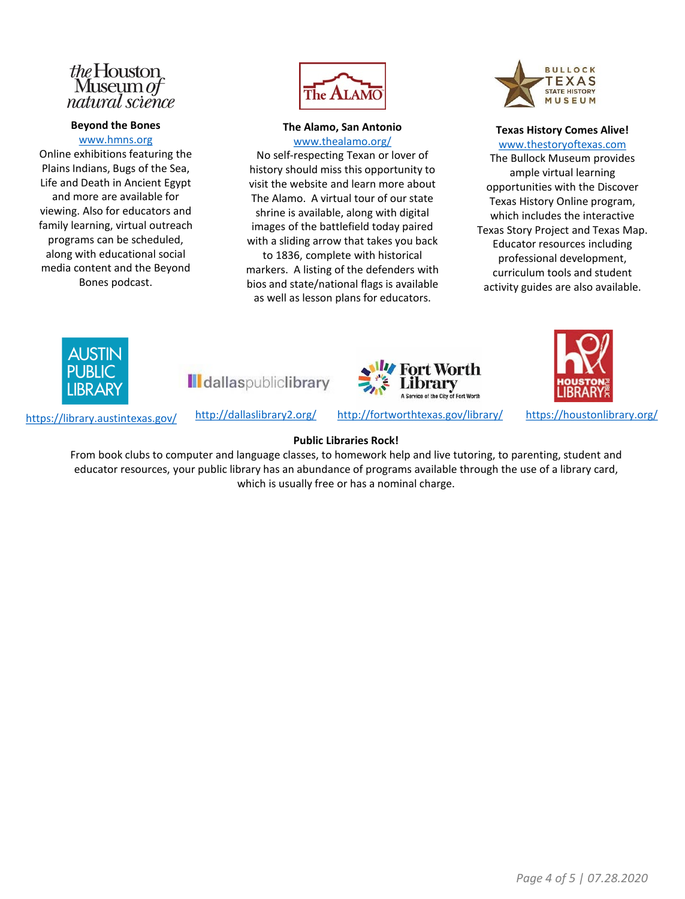**Beyond the Bones**

www.hmns.org

Online exhibitions featuring the Plains Indians, Bugs of the Sea, Life and Death in Ancient Egypt and more are available for viewing. Also for educators and family learning, virtual outreach programs can be scheduled, along with educational social media content and the Beyond Bones podcast.

**The Alamo, San Antonio**

www.thealamo.org/

No self-respecting Texan or lover of history should miss this opportunity to visit the website and learn more about The Alamo. A virtual tour of our state shrine is available, along with digital images of the battlefield today paired with a sliding arrow that takes you back to 1836, complete with historical markers. A listing of the defenders with bios and state/national flags is available as well as lesson plans for educators.

**Texas History Comes Alive!**

www.thestoryoftexas.com

The Bullock Museum provides ample virtual learning opportunities with the Discover Texas History Online program, which includes the interactive Texas Story Project and Texas Map. Educator resources including professional development, curriculum tools and student activity guides are also available.

https://library.austintexas.gov/

http://dallaslibrary2.org/

http://fortworthtexas.gov/library/

https://houstonlibrary.org/

**Public Libraries Rock!**

From book clubs to computer and language classes, to homework help and live tutoring, to parenting, student and educator resources, your public library has an abundance of programs available through the use of a library card, which is usually free or has a nominal charge.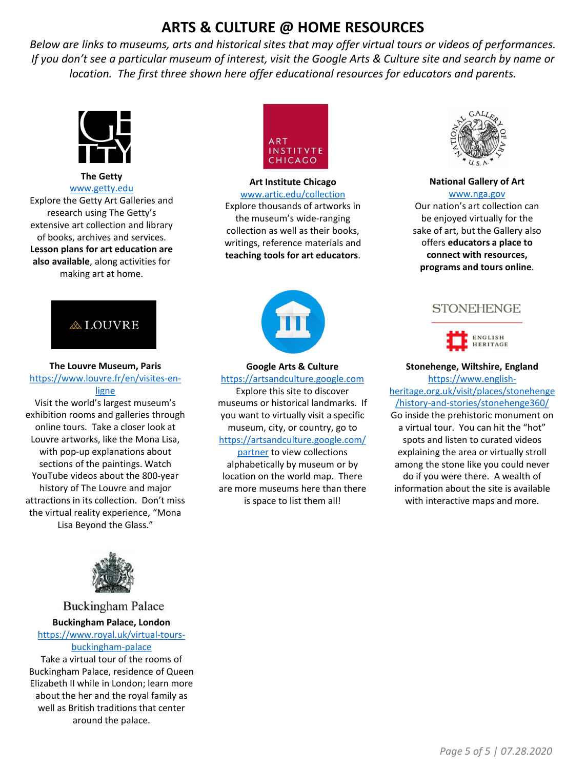# ARTS & CULTURE @ HOME RESOURCES

*Below are links to museums, arts and historical sites that may offer virtual tours or videos of performances. If you don't see a particular museum of interest, visit the Google Arts & Culture site and search by name or location. The first three shown here offer educational resources for educators and parents.*

**The Getty**
www.getty.edu
Explore the Getty Art Galleries and research using The Getty's extensive art collection and library of books, archives and services. **Lesson plans for art education are also available**, along activities for making art at home.

**Art Institute Chicago**
www.artic.edu/collection
Explore thousands of artworks in the museum's wide-ranging collection as well as their books, writings, reference materials and **teaching tools for art educators**.

**National Gallery of Art**
www.nga.gov
Our nation's art collection can be enjoyed virtually for the sake of art, but the Gallery also offers **educators a place to connect with resources, programs and tours online**.

**The Louvre Museum, Paris**
https://www.louvre.fr/en/visites-en-ligne
Visit the world's largest museum's exhibition rooms and galleries through online tours. Take a closer look at Louvre artworks, like the Mona Lisa, with pop-up explanations about sections of the paintings. Watch YouTube videos about the 800-year history of The Louvre and major attractions in its collection. Don't miss the virtual reality experience, "Mona Lisa Beyond the Glass."

**Google Arts & Culture**
https://artsandculture.google.com
Explore this site to discover museums or historical landmarks. If you want to virtually visit a specific museum, city, or country, go to https://artsandculture.google.com/partner to view collections alphabetically by museum or by location on the world map. There are more museums here than there is space to list them all!

**Stonehenge, Wiltshire, England**
https://www.english-heritage.org.uk/visit/places/stonehenge/history-and-stories/stonehenge360/
Go inside the prehistoric monument on a virtual tour. You can hit the "hot" spots and listen to curated videos explaining the area or virtually stroll among the stone like you could never do if you were there. A wealth of information about the site is available with interactive maps and more.

**Buckingham Palace, London**
https://www.royal.uk/virtual-tours-buckingham-palace
Take a virtual tour of the rooms of Buckingham Palace, residence of Queen Elizabeth II while in London; learn more about the her and the royal family as well as British traditions that center around the palace.